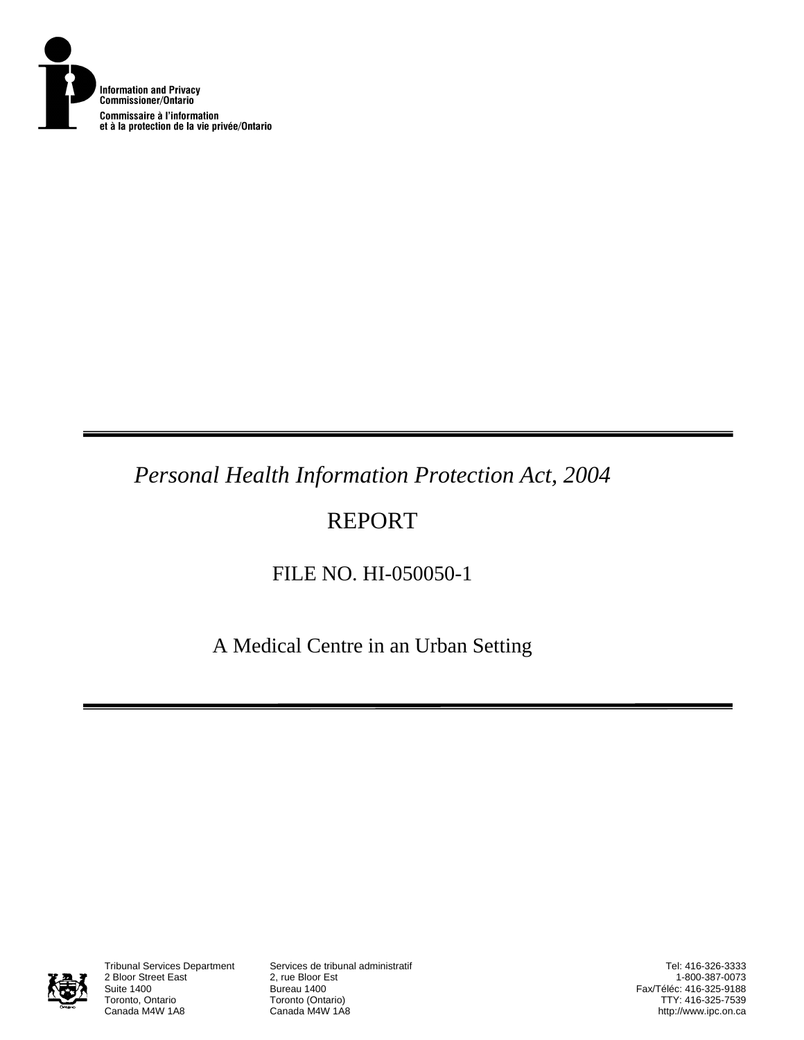Information and Privacy
Commissioner/Ontario
Commissaire à l'information
et à la protection de la vie privée/Ontario

*Personal Health Information Protection Act, 2004*

# REPORT

FILE NO. HI-050050-1

A Medical Centre in an Urban Setting

| | | |
|---|---|---|
| Tribunal Services Department | Services de tribunal administratif | Tel: 416-326-3333 |
| 2 Bloor Street East | 2, rue Bloor Est | 1-800-387-0073 |
| Suite 1400 | Bureau 1400 | Fax/Téléc: 416-325-9188 |
| Toronto, Ontario | Toronto (Ontario) | TTY: 416-325-7539 |
| Canada M4W 1A8 | Canada M4W 1A8 | http://www.ipc.on.ca |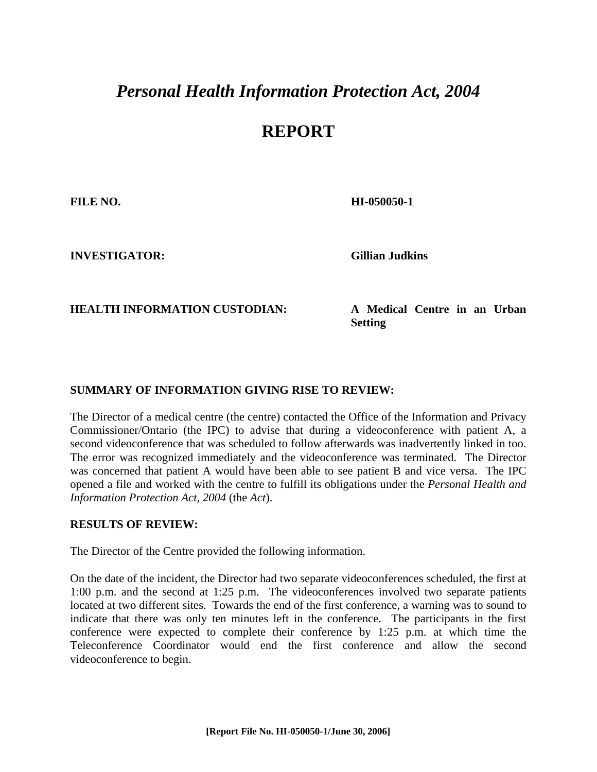# *Personal Health Information Protection Act, 2004*

# REPORT

**FILE NO.** **HI-050050-1**

**INVESTIGATOR:** **Gillian Judkins**

**HEALTH INFORMATION CUSTODIAN:** **A Medical Centre in an Urban Setting**

## SUMMARY OF INFORMATION GIVING RISE TO REVIEW:

The Director of a medical centre (the centre) contacted the Office of the Information and Privacy Commissioner/Ontario (the IPC) to advise that during a videoconference with patient A, a second videoconference that was scheduled to follow afterwards was inadvertently linked in too. The error was recognized immediately and the videoconference was terminated. The Director was concerned that patient A would have been able to see patient B and vice versa. The IPC opened a file and worked with the centre to fulfill its obligations under the *Personal Health and Information Protection Act, 2004* (the *Act*).

## RESULTS OF REVIEW:

The Director of the Centre provided the following information.

On the date of the incident, the Director had two separate videoconferences scheduled, the first at 1:00 p.m. and the second at 1:25 p.m. The videoconferences involved two separate patients located at two different sites. Towards the end of the first conference, a warning was to sound to indicate that there was only ten minutes left in the conference. The participants in the first conference were expected to complete their conference by 1:25 p.m. at which time the Teleconference Coordinator would end the first conference and allow the second videoconference to begin.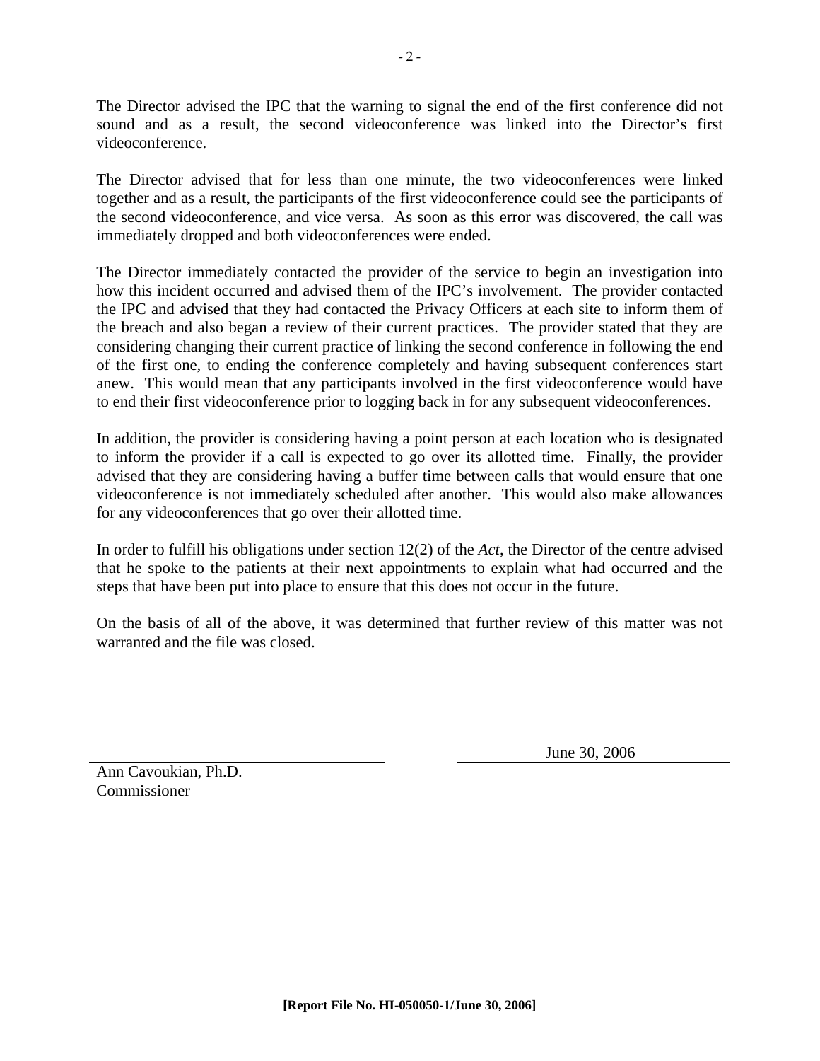The Director advised the IPC that the warning to signal the end of the first conference did not sound and as a result, the second videoconference was linked into the Director's first videoconference.

The Director advised that for less than one minute, the two videoconferences were linked together and as a result, the participants of the first videoconference could see the participants of the second videoconference, and vice versa. As soon as this error was discovered, the call was immediately dropped and both videoconferences were ended.

The Director immediately contacted the provider of the service to begin an investigation into how this incident occurred and advised them of the IPC's involvement. The provider contacted the IPC and advised that they had contacted the Privacy Officers at each site to inform them of the breach and also began a review of their current practices. The provider stated that they are considering changing their current practice of linking the second conference in following the end of the first one, to ending the conference completely and having subsequent conferences start anew. This would mean that any participants involved in the first videoconference would have to end their first videoconference prior to logging back in for any subsequent videoconferences.

In addition, the provider is considering having a point person at each location who is designated to inform the provider if a call is expected to go over its allotted time. Finally, the provider advised that they are considering having a buffer time between calls that would ensure that one videoconference is not immediately scheduled after another. This would also make allowances for any videoconferences that go over their allotted time.

In order to fulfill his obligations under section 12(2) of the *Act*, the Director of the centre advised that he spoke to the patients at their next appointments to explain what had occurred and the steps that have been put into place to ensure that this does not occur in the future.

On the basis of all of the above, it was determined that further review of this matter was not warranted and the file was closed.

Ann Cavoukian, Ph.D.
Commissioner

June 30, 2006

**[Report File No. HI-050050-1/June 30, 2006]**